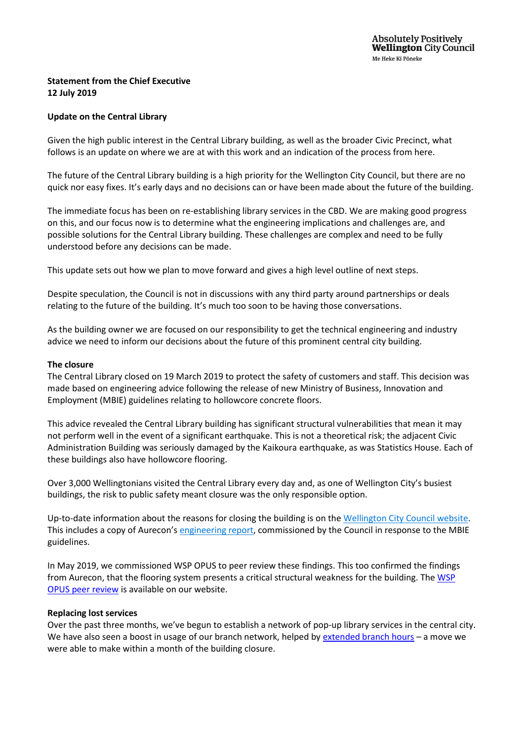Absolutely Positively
**Wellington** City Council
Me Heke Ki Pōneke

**Statement from the Chief Executive**
**12 July 2019**

**Update on the Central Library**

Given the high public interest in the Central Library building, as well as the broader Civic Precinct, what follows is an update on where we are at with this work and an indication of the process from here.

The future of the Central Library building is a high priority for the Wellington City Council, but there are no quick nor easy fixes. It's early days and no decisions can or have been made about the future of the building.

The immediate focus has been on re-establishing library services in the CBD. We are making good progress on this, and our focus now is to determine what the engineering implications and challenges are, and possible solutions for the Central Library building. These challenges are complex and need to be fully understood before any decisions can be made.

This update sets out how we plan to move forward and gives a high level outline of next steps.

Despite speculation, the Council is not in discussions with any third party around partnerships or deals relating to the future of the building. It's much too soon to be having those conversations.

As the building owner we are focused on our responsibility to get the technical engineering and industry advice we need to inform our decisions about the future of this prominent central city building.

**The closure**

The Central Library closed on 19 March 2019 to protect the safety of customers and staff. This decision was made based on engineering advice following the release of new Ministry of Business, Innovation and Employment (MBIE) guidelines relating to hollowcore concrete floors.

This advice revealed the Central Library building has significant structural vulnerabilities that mean it may not perform well in the event of a significant earthquake. This is not a theoretical risk; the adjacent Civic Administration Building was seriously damaged by the Kaikoura earthquake, as was Statistics House. Each of these buildings also have hollowcore flooring.

Over 3,000 Wellingtonians visited the Central Library every day and, as one of Wellington City's busiest buildings, the risk to public safety meant closure was the only responsible option.

Up-to-date information about the reasons for closing the building is on the Wellington City Council website. This includes a copy of Aurecon's engineering report, commissioned by the Council in response to the MBIE guidelines.

In May 2019, we commissioned WSP OPUS to peer review these findings. This too confirmed the findings from Aurecon, that the flooring system presents a critical structural weakness for the building. The WSP OPUS peer review is available on our website.

**Replacing lost services**

Over the past three months, we've begun to establish a network of pop-up library services in the central city. We have also seen a boost in usage of our branch network, helped by extended branch hours – a move we were able to make within a month of the building closure.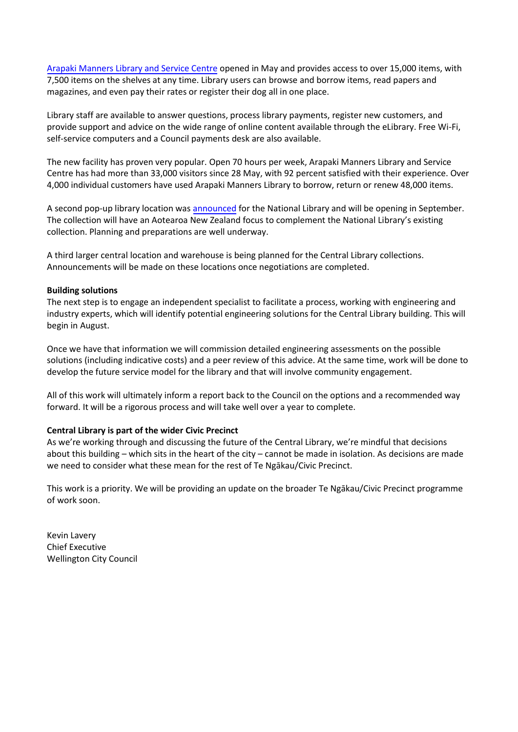[Arapaki Manners Library and Service Centre] opened in May and provides access to over 15,000 items, with 7,500 items on the shelves at any time. Library users can browse and borrow items, read papers and magazines, and even pay their rates or register their dog all in one place.

Library staff are available to answer questions, process library payments, register new customers, and provide support and advice on the wide range of online content available through the eLibrary. Free Wi-Fi, self-service computers and a Council payments desk are also available.

The new facility has proven very popular. Open 70 hours per week, Arapaki Manners Library and Service Centre has had more than 33,000 visitors since 28 May, with 92 percent satisfied with their experience. Over 4,000 individual customers have used Arapaki Manners Library to borrow, return or renew 48,000 items.

A second pop-up library location was announced for the National Library and will be opening in September. The collection will have an Aotearoa New Zealand focus to complement the National Library's existing collection. Planning and preparations are well underway.

A third larger central location and warehouse is being planned for the Central Library collections. Announcements will be made on these locations once negotiations are completed.

**Building solutions**

The next step is to engage an independent specialist to facilitate a process, working with engineering and industry experts, which will identify potential engineering solutions for the Central Library building. This will begin in August.

Once we have that information we will commission detailed engineering assessments on the possible solutions (including indicative costs) and a peer review of this advice. At the same time, work will be done to develop the future service model for the library and that will involve community engagement.

All of this work will ultimately inform a report back to the Council on the options and a recommended way forward. It will be a rigorous process and will take well over a year to complete.

**Central Library is part of the wider Civic Precinct**

As we're working through and discussing the future of the Central Library, we're mindful that decisions about this building – which sits in the heart of the city – cannot be made in isolation. As decisions are made we need to consider what these mean for the rest of Te Ngākau/Civic Precinct.

This work is a priority. We will be providing an update on the broader Te Ngākau/Civic Precinct programme of work soon.

Kevin Lavery  
Chief Executive  
Wellington City Council